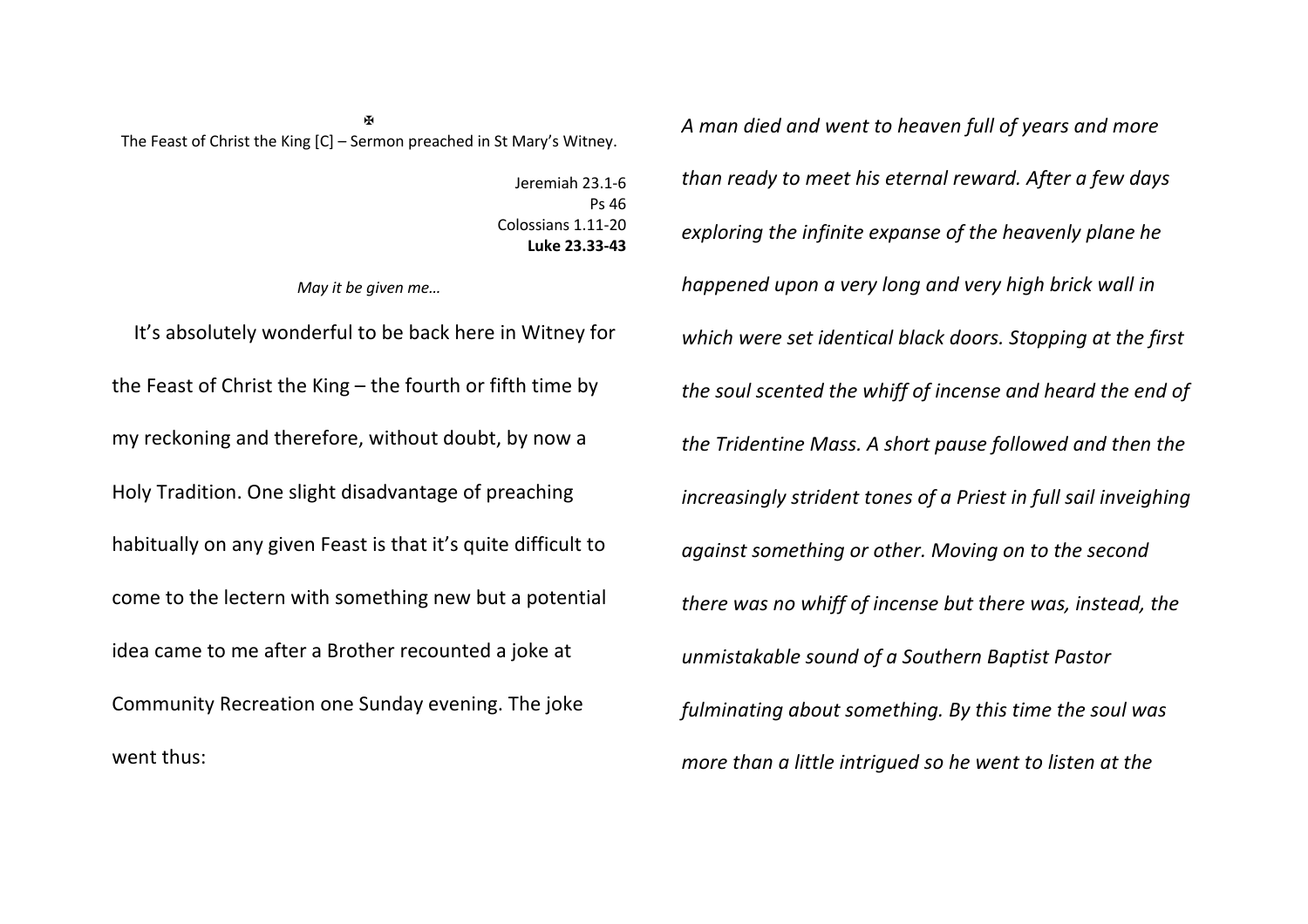✠

The Feast of Christ the King [C] – Sermon preached in St Mary's Witney.

Jeremiah 23.1-6
Ps 46
Colossians 1.11-20
**Luke 23.33-43**

*May it be given me…*

It's absolutely wonderful to be back here in Witney for the Feast of Christ the King – the fourth or fifth time by my reckoning and therefore, without doubt, by now a Holy Tradition. One slight disadvantage of preaching habitually on any given Feast is that it's quite difficult to come to the lectern with something new but a potential idea came to me after a Brother recounted a joke at Community Recreation one Sunday evening. The joke went thus:

*A man died and went to heaven full of years and more than ready to meet his eternal reward. After a few days exploring the infinite expanse of the heavenly plane he happened upon a very long and very high brick wall in which were set identical black doors. Stopping at the first the soul scented the whiff of incense and heard the end of the Tridentine Mass. A short pause followed and then the increasingly strident tones of a Priest in full sail inveighing against something or other. Moving on to the second there was no whiff of incense but there was, instead, the unmistakable sound of a Southern Baptist Pastor fulminating about something. By this time the soul was more than a little intrigued so he went to listen at the*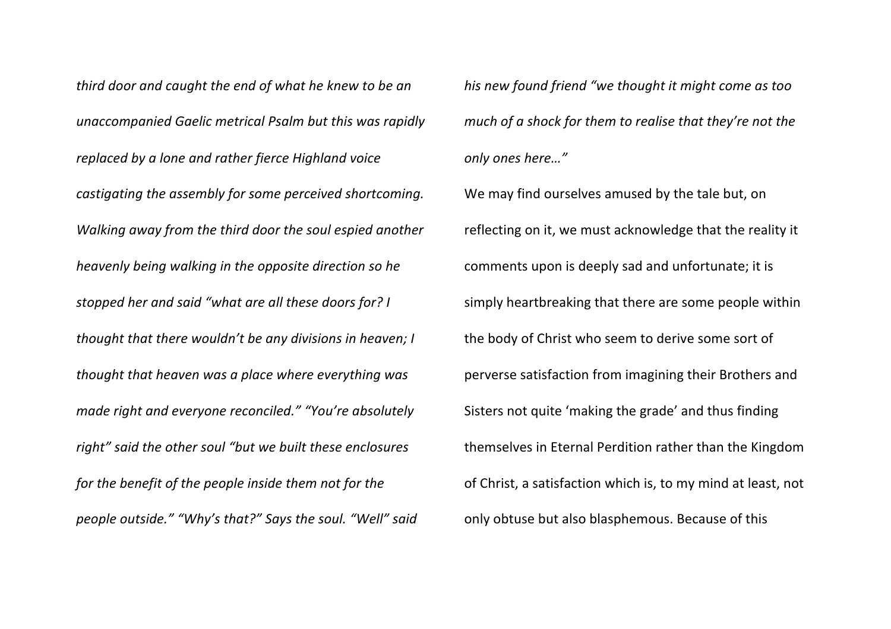*third door and caught the end of what he knew to be an unaccompanied Gaelic metrical Psalm but this was rapidly replaced by a lone and rather fierce Highland voice castigating the assembly for some perceived shortcoming. Walking away from the third door the soul espied another heavenly being walking in the opposite direction so he stopped her and said "what are all these doors for? I thought that there wouldn't be any divisions in heaven; I thought that heaven was a place where everything was made right and everyone reconciled." "You're absolutely right" said the other soul "but we built these enclosures for the benefit of the people inside them not for the people outside." "Why's that?" Says the soul. "Well" said his new found friend "we thought it might come as too much of a shock for them to realise that they're not the only ones here…"*

We may find ourselves amused by the tale but, on reflecting on it, we must acknowledge that the reality it comments upon is deeply sad and unfortunate; it is simply heartbreaking that there are some people within the body of Christ who seem to derive some sort of perverse satisfaction from imagining their Brothers and Sisters not quite 'making the grade' and thus finding themselves in Eternal Perdition rather than the Kingdom of Christ, a satisfaction which is, to my mind at least, not only obtuse but also blasphemous. Because of this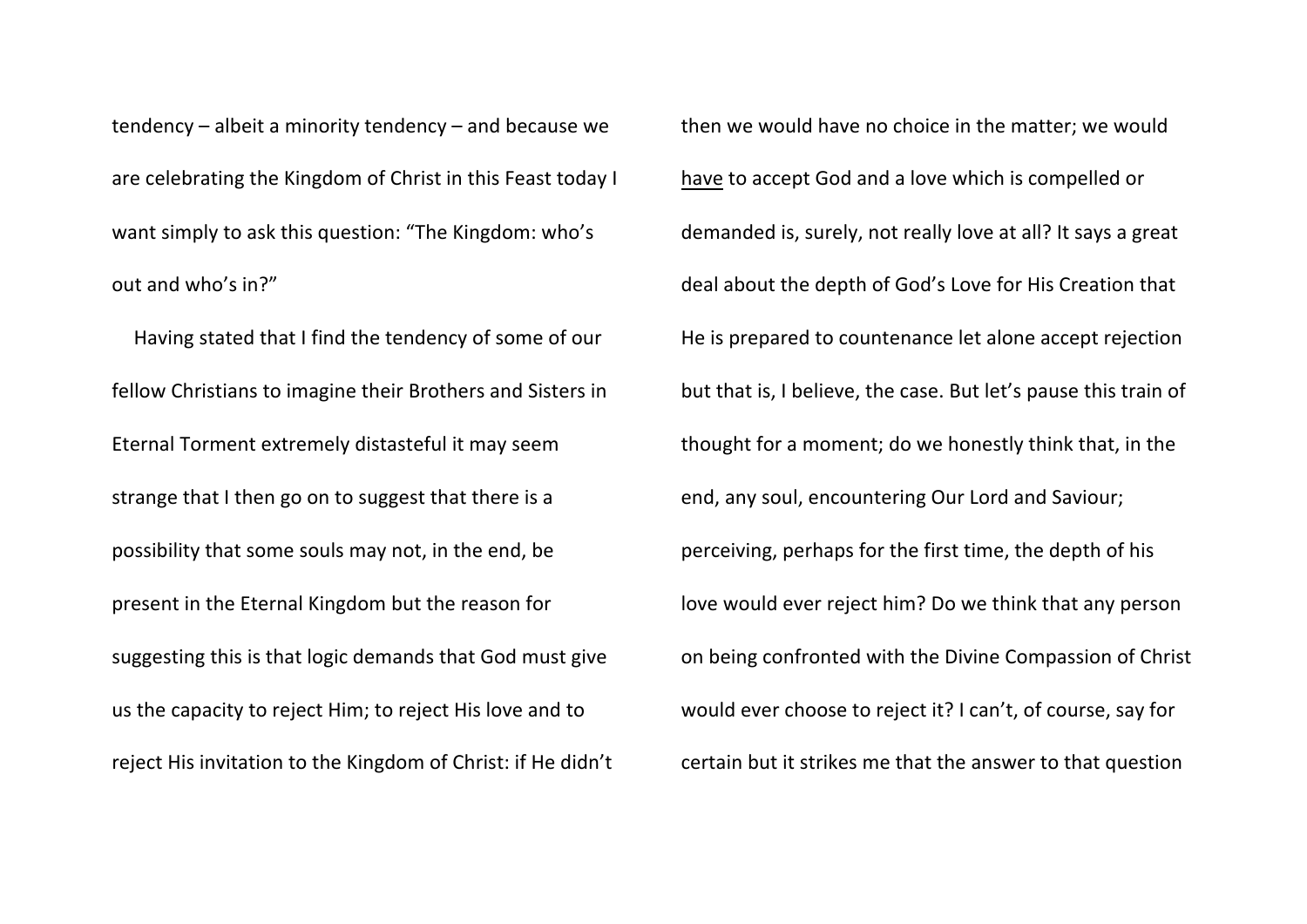tendency – albeit a minority tendency – and because we are celebrating the Kingdom of Christ in this Feast today I want simply to ask this question: "The Kingdom: who's out and who's in?"

Having stated that I find the tendency of some of our fellow Christians to imagine their Brothers and Sisters in Eternal Torment extremely distasteful it may seem strange that I then go on to suggest that there is a possibility that some souls may not, in the end, be present in the Eternal Kingdom but the reason for suggesting this is that logic demands that God must give us the capacity to reject Him; to reject His love and to reject His invitation to the Kingdom of Christ: if He didn't then we would have no choice in the matter; we would <u>have</u> to accept God and a love which is compelled or demanded is, surely, not really love at all? It says a great deal about the depth of God's Love for His Creation that He is prepared to countenance let alone accept rejection but that is, I believe, the case. But let's pause this train of thought for a moment; do we honestly think that, in the end, any soul, encountering Our Lord and Saviour; perceiving, perhaps for the first time, the depth of his love would ever reject him? Do we think that any person on being confronted with the Divine Compassion of Christ would ever choose to reject it? I can't, of course, say for certain but it strikes me that the answer to that question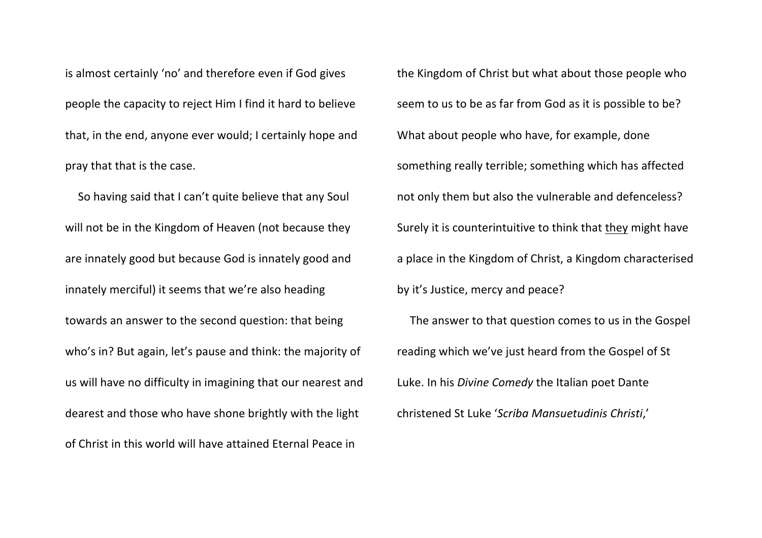is almost certainly 'no' and therefore even if God gives people the capacity to reject Him I find it hard to believe that, in the end, anyone ever would; I certainly hope and pray that that is the case.

So having said that I can't quite believe that any Soul will not be in the Kingdom of Heaven (not because they are innately good but because God is innately good and innately merciful) it seems that we're also heading towards an answer to the second question: that being who's in? But again, let's pause and think: the majority of us will have no difficulty in imagining that our nearest and dearest and those who have shone brightly with the light of Christ in this world will have attained Eternal Peace in the Kingdom of Christ but what about those people who seem to us to be as far from God as it is possible to be? What about people who have, for example, done something really terrible; something which has affected not only them but also the vulnerable and defenceless? Surely it is counterintuitive to think that <u>they</u> might have a place in the Kingdom of Christ, a Kingdom characterised by it's Justice, mercy and peace?

The answer to that question comes to us in the Gospel reading which we've just heard from the Gospel of St Luke. In his *Divine Comedy* the Italian poet Dante christened St Luke '*Scriba Mansuetudinis Christi*,'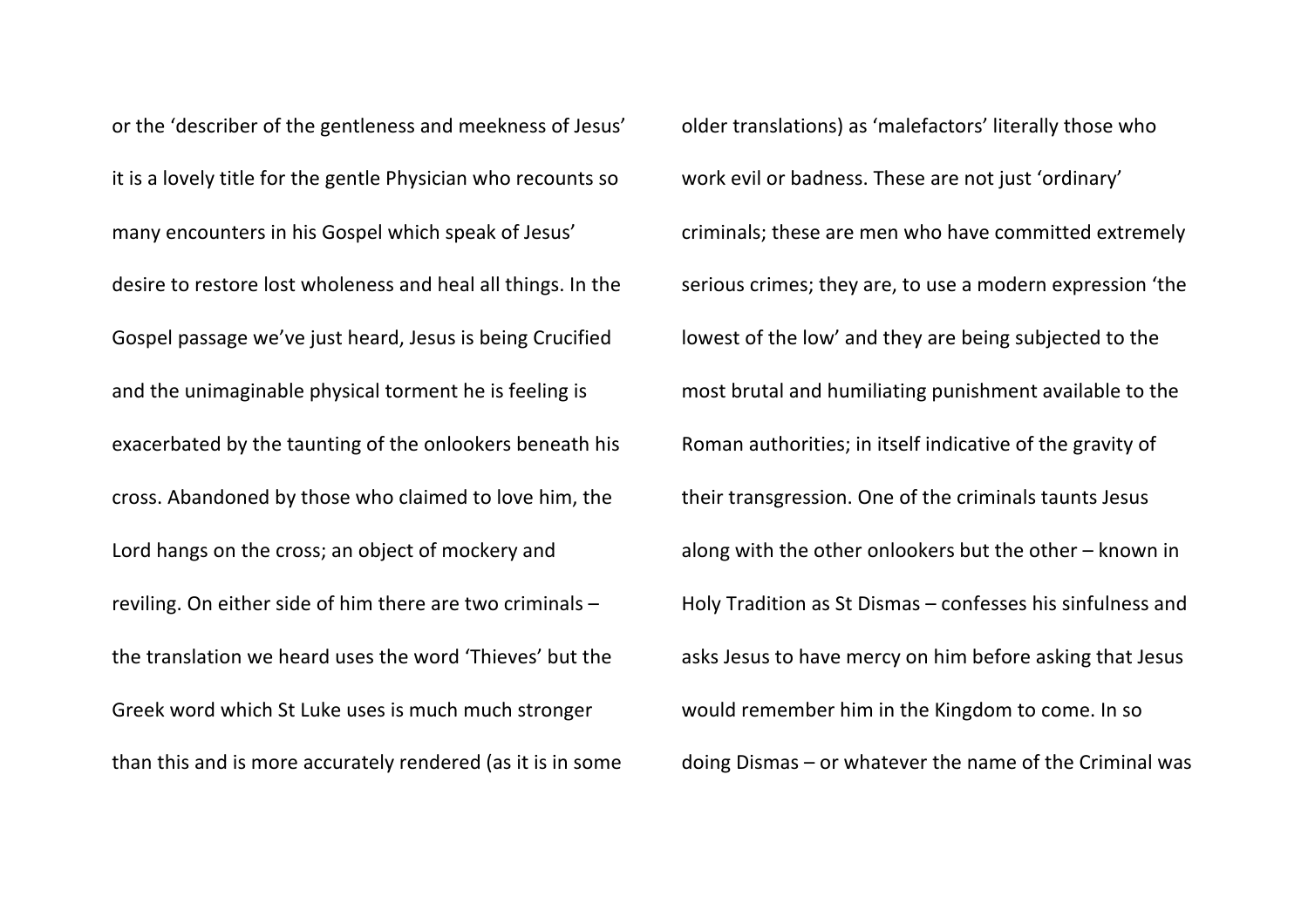or the 'describer of the gentleness and meekness of Jesus' it is a lovely title for the gentle Physician who recounts so many encounters in his Gospel which speak of Jesus' desire to restore lost wholeness and heal all things. In the Gospel passage we've just heard, Jesus is being Crucified and the unimaginable physical torment he is feeling is exacerbated by the taunting of the onlookers beneath his cross. Abandoned by those who claimed to love him, the Lord hangs on the cross; an object of mockery and reviling. On either side of him there are two criminals – the translation we heard uses the word 'Thieves' but the Greek word which St Luke uses is much much stronger than this and is more accurately rendered (as it is in some older translations) as 'malefactors' literally those who work evil or badness. These are not just 'ordinary' criminals; these are men who have committed extremely serious crimes; they are, to use a modern expression 'the lowest of the low' and they are being subjected to the most brutal and humiliating punishment available to the Roman authorities; in itself indicative of the gravity of their transgression. One of the criminals taunts Jesus along with the other onlookers but the other – known in Holy Tradition as St Dismas – confesses his sinfulness and asks Jesus to have mercy on him before asking that Jesus would remember him in the Kingdom to come. In so doing Dismas – or whatever the name of the Criminal was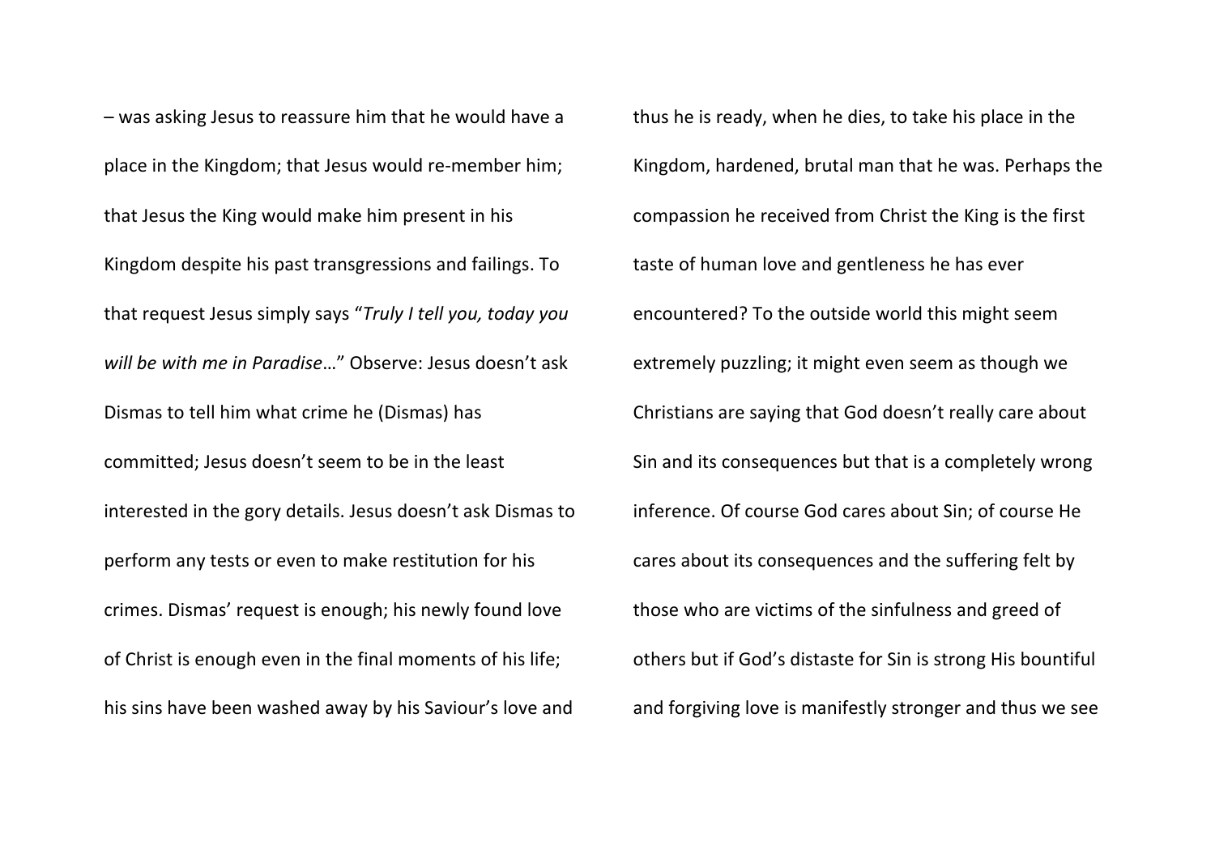– was asking Jesus to reassure him that he would have a place in the Kingdom; that Jesus would re-member him; that Jesus the King would make him present in his Kingdom despite his past transgressions and failings. To that request Jesus simply says "*Truly I tell you, today you will be with me in Paradise*…" Observe: Jesus doesn't ask Dismas to tell him what crime he (Dismas) has committed; Jesus doesn't seem to be in the least interested in the gory details. Jesus doesn't ask Dismas to perform any tests or even to make restitution for his crimes. Dismas' request is enough; his newly found love of Christ is enough even in the final moments of his life; his sins have been washed away by his Saviour's love and thus he is ready, when he dies, to take his place in the Kingdom, hardened, brutal man that he was. Perhaps the compassion he received from Christ the King is the first taste of human love and gentleness he has ever encountered? To the outside world this might seem extremely puzzling; it might even seem as though we Christians are saying that God doesn't really care about Sin and its consequences but that is a completely wrong inference. Of course God cares about Sin; of course He cares about its consequences and the suffering felt by those who are victims of the sinfulness and greed of others but if God's distaste for Sin is strong His bountiful and forgiving love is manifestly stronger and thus we see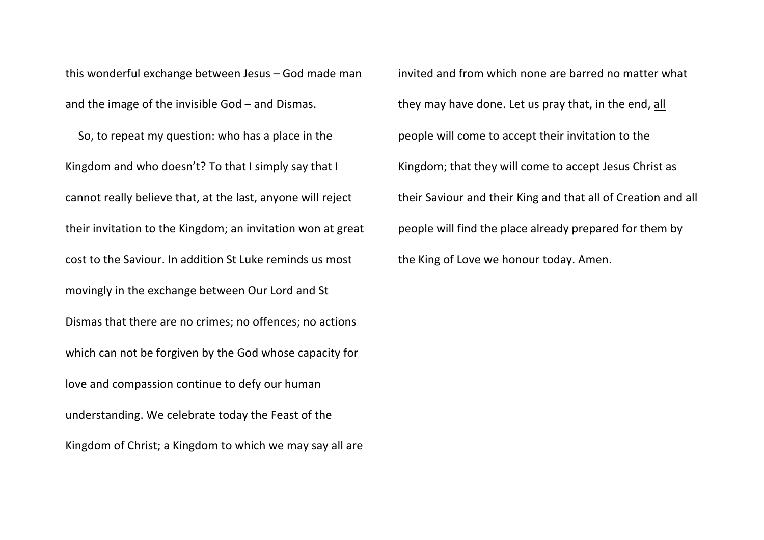this wonderful exchange between Jesus – God made man and the image of the invisible God – and Dismas.

So, to repeat my question: who has a place in the Kingdom and who doesn't? To that I simply say that I cannot really believe that, at the last, anyone will reject their invitation to the Kingdom; an invitation won at great cost to the Saviour. In addition St Luke reminds us most movingly in the exchange between Our Lord and St Dismas that there are no crimes; no offences; no actions which can not be forgiven by the God whose capacity for love and compassion continue to defy our human understanding. We celebrate today the Feast of the Kingdom of Christ; a Kingdom to which we may say all are invited and from which none are barred no matter what they may have done. Let us pray that, in the end, <u>all</u> people will come to accept their invitation to the Kingdom; that they will come to accept Jesus Christ as their Saviour and their King and that all of Creation and all people will find the place already prepared for them by the King of Love we honour today. Amen.